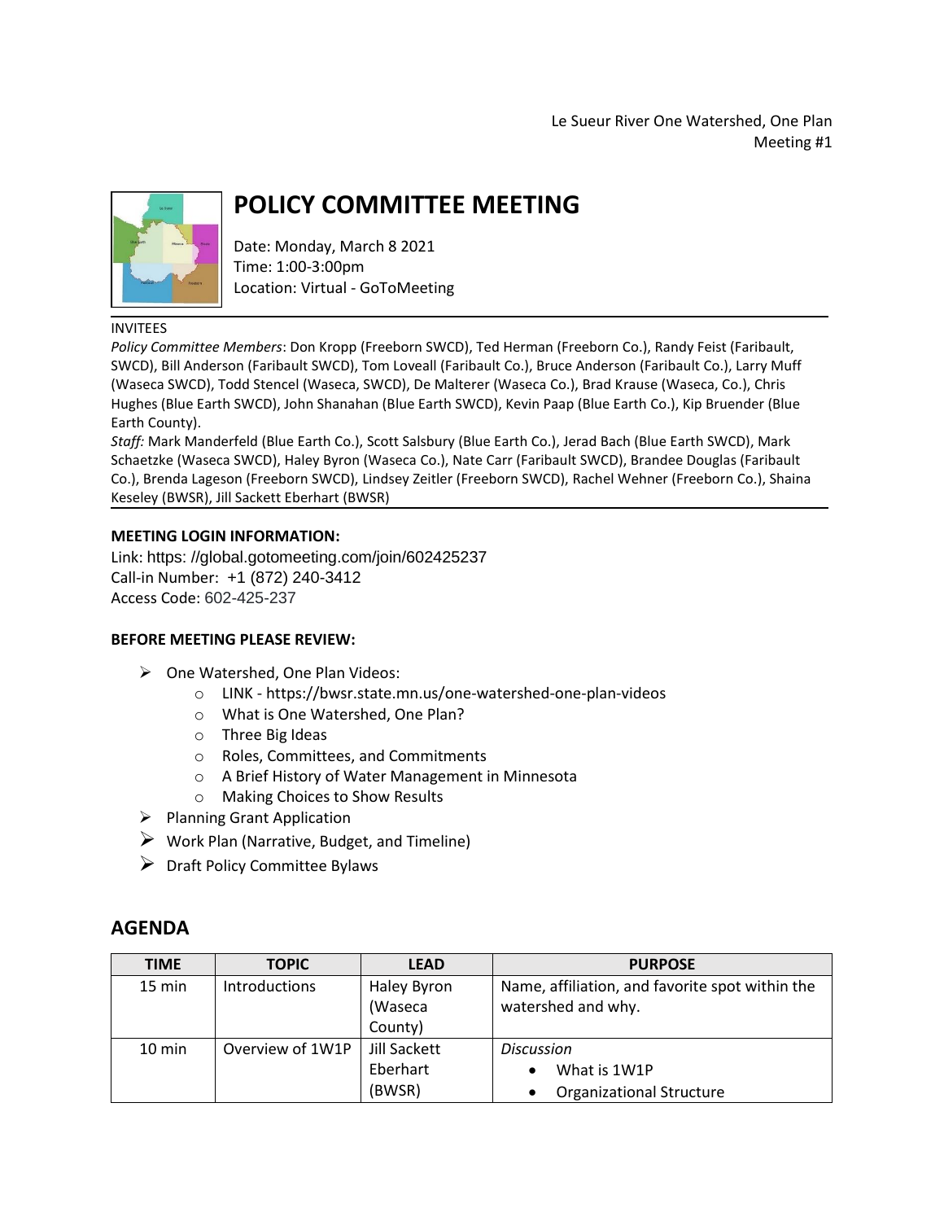Le Sueur River One Watershed, One Plan
Meeting #1

# POLICY COMMITTEE MEETING

Date: Monday, March 8 2021
Time: 1:00-3:00pm
Location: Virtual - GoToMeeting

INVITEES

*Policy Committee Members*: Don Kropp (Freeborn SWCD), Ted Herman (Freeborn Co.), Randy Feist (Faribault, SWCD), Bill Anderson (Faribault SWCD), Tom Loveall (Faribault Co.), Bruce Anderson (Faribault Co.), Larry Muff (Waseca SWCD), Todd Stencel (Waseca, SWCD), De Malterer (Waseca Co.), Brad Krause (Waseca, Co.), Chris Hughes (Blue Earth SWCD), John Shanahan (Blue Earth SWCD), Kevin Paap (Blue Earth Co.), Kip Bruender (Blue Earth County).

*Staff:* Mark Manderfeld (Blue Earth Co.), Scott Salsbury (Blue Earth Co.), Jerad Bach (Blue Earth SWCD), Mark Schaetzke (Waseca SWCD), Haley Byron (Waseca Co.), Nate Carr (Faribault SWCD), Brandee Douglas (Faribault Co.), Brenda Lageson (Freeborn SWCD), Lindsey Zeitler (Freeborn SWCD), Rachel Wehner (Freeborn Co.), Shaina Keseley (BWSR), Jill Sackett Eberhart (BWSR)

**MEETING LOGIN INFORMATION:**

Link: https: //global.gotomeeting.com/join/602425237
Call-in Number: +1 (872) 240-3412
Access Code: 602-425-237

**BEFORE MEETING PLEASE REVIEW:**

- One Watershed, One Plan Videos:
  - LINK - https://bwsr.state.mn.us/one-watershed-one-plan-videos
  - What is One Watershed, One Plan?
  - Three Big Ideas
  - Roles, Committees, and Commitments
  - A Brief History of Water Management in Minnesota
  - Making Choices to Show Results
- Planning Grant Application
- Work Plan (Narrative, Budget, and Timeline)
- Draft Policy Committee Bylaws

## AGENDA

| TIME | TOPIC | LEAD | PURPOSE |
|---|---|---|---|
| 15 min | Introductions | Haley Byron (Waseca County) | Name, affiliation, and favorite spot within the watershed and why. |
| 10 min | Overview of 1W1P | Jill Sackett Eberhart (BWSR) | *Discussion*<br>• What is 1W1P<br>• Organizational Structure |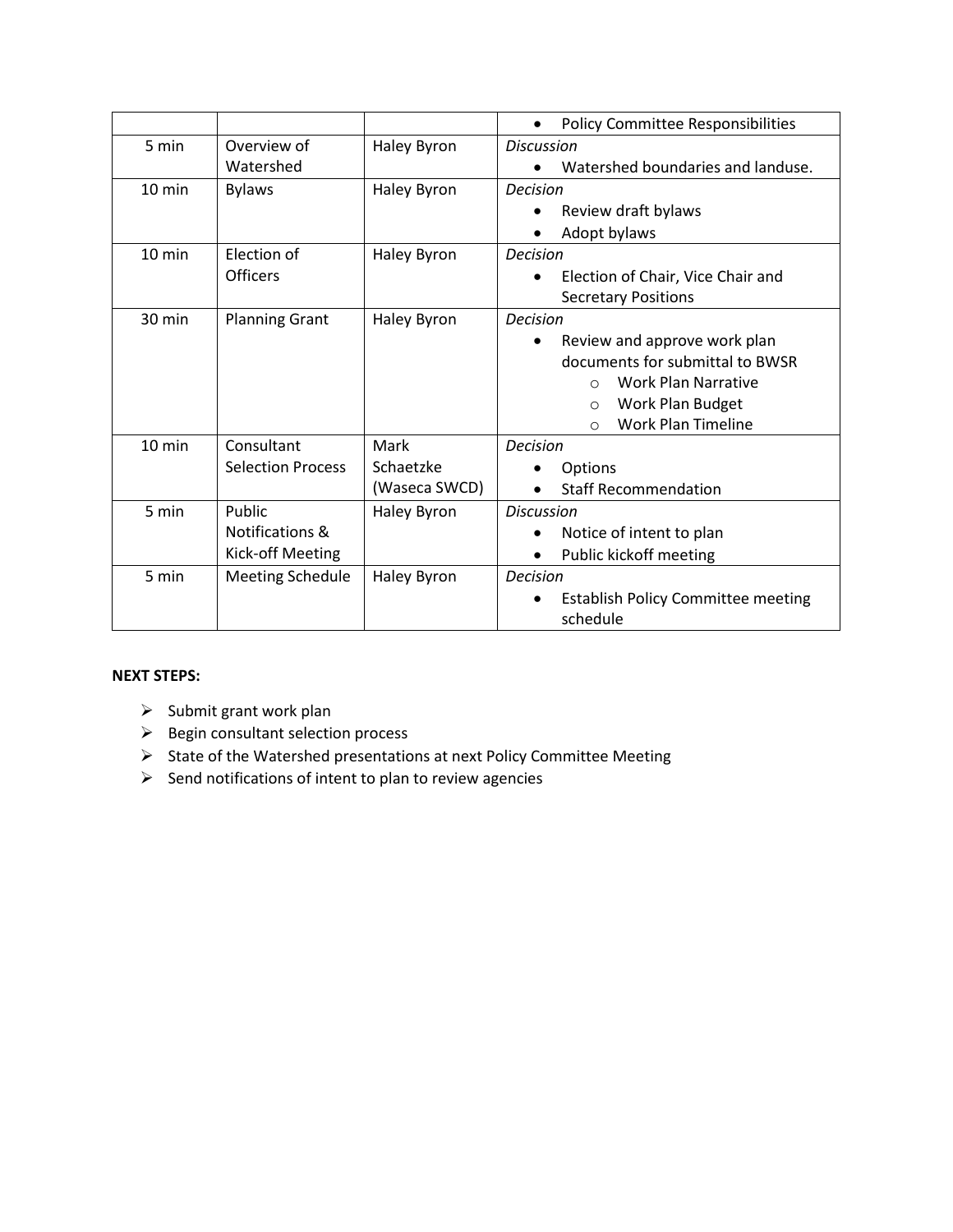| | | | |
|---|---|---|---|
| | | | • Policy Committee Responsibilities |
| 5 min | Overview of Watershed | Haley Byron | *Discussion*<br>• Watershed boundaries and landuse. |
| 10 min | Bylaws | Haley Byron | *Decision*<br>• Review draft bylaws<br>• Adopt bylaws |
| 10 min | Election of Officers | Haley Byron | *Decision*<br>• Election of Chair, Vice Chair and Secretary Positions |
| 30 min | Planning Grant | Haley Byron | *Decision*<br>• Review and approve work plan documents for submittal to BWSR<br>  ○ Work Plan Narrative<br>  ○ Work Plan Budget<br>  ○ Work Plan Timeline |
| 10 min | Consultant Selection Process | Mark Schaetzke (Waseca SWCD) | *Decision*<br>• Options<br>• Staff Recommendation |
| 5 min | Public Notifications & Kick-off Meeting | Haley Byron | *Discussion*<br>• Notice of intent to plan<br>• Public kickoff meeting |
| 5 min | Meeting Schedule | Haley Byron | *Decision*<br>• Establish Policy Committee meeting schedule |

**NEXT STEPS:**

- Submit grant work plan
- Begin consultant selection process
- State of the Watershed presentations at next Policy Committee Meeting
- Send notifications of intent to plan to review agencies